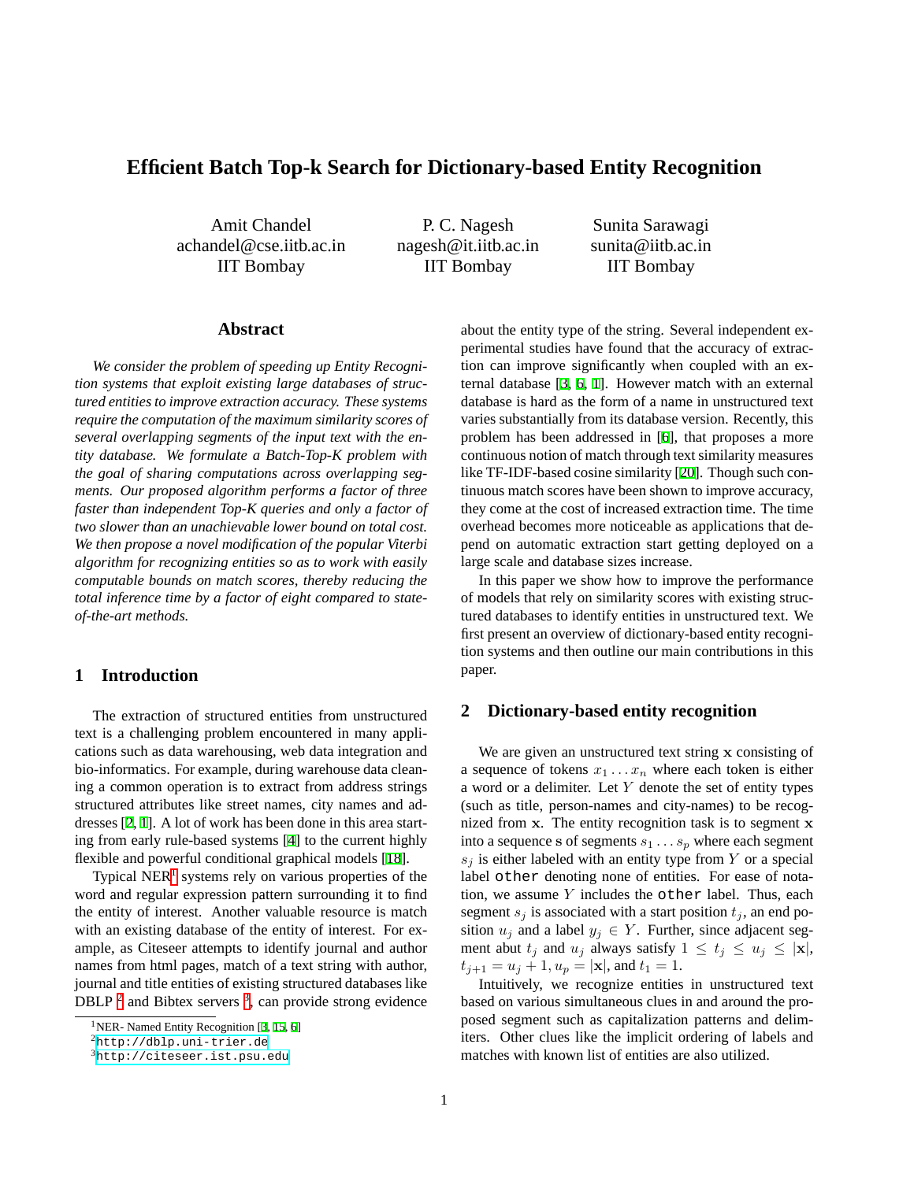# Efficient Batch Top-k Search for Dictionary-based Entity Recognition

Amit Chandel
achandel@cse.iitb.ac.in
IIT Bombay

P. C. Nagesh
nagesh@it.iitb.ac.in
IIT Bombay

Sunita Sarawagi
sunita@iitb.ac.in
IIT Bombay

## Abstract

*We consider the problem of speeding up Entity Recognition systems that exploit existing large databases of structured entities to improve extraction accuracy. These systems require the computation of the maximum similarity scores of several overlapping segments of the input text with the entity database. We formulate a Batch-Top-K problem with the goal of sharing computations across overlapping segments. Our proposed algorithm performs a factor of three faster than independent Top-K queries and only a factor of two slower than an unachievable lower bound on total cost. We then propose a novel modification of the popular Viterbi algorithm for recognizing entities so as to work with easily computable bounds on match scores, thereby reducing the total inference time by a factor of eight compared to state-of-the-art methods.*

## 1 Introduction

The extraction of structured entities from unstructured text is a challenging problem encountered in many applications such as data warehousing, web data integration and bio-informatics. For example, during warehouse data cleaning a common operation is to extract from address strings structured attributes like street names, city names and addresses [2, 1]. A lot of work has been done in this area starting from early rule-based systems [4] to the current highly flexible and powerful conditional graphical models [18].

Typical NER[1] systems rely on various properties of the word and regular expression pattern surrounding it to find the entity of interest. Another valuable resource is match with an existing database of the entity of interest. For example, as Citeseer attempts to identify journal and author names from html pages, match of a text string with author, journal and title entities of existing structured databases like DBLP [2] and Bibtex servers [3], can provide strong evidence about the entity type of the string. Several independent experimental studies have found that the accuracy of extraction can improve significantly when coupled with an external database [3, 6, 1]. However match with an external database is hard as the form of a name in unstructured text varies substantially from its database version. Recently, this problem has been addressed in [6], that proposes a more continuous notion of match through text similarity measures like TF-IDF-based cosine similarity [20]. Though such continuous match scores have been shown to improve accuracy, they come at the cost of increased extraction time. The time overhead becomes more noticeable as applications that depend on automatic extraction start getting deployed on a large scale and database sizes increase.

In this paper we show how to improve the performance of models that rely on similarity scores with existing structured databases to identify entities in unstructured text. We first present an overview of dictionary-based entity recognition systems and then outline our main contributions in this paper.

## 2 Dictionary-based entity recognition

We are given an unstructured text string $\mathbf{x}$ consisting of a sequence of tokens $x_1 \dots x_n$ where each token is either a word or a delimiter. Let $Y$ denote the set of entity types (such as title, person-names and city-names) to be recognized from $\mathbf{x}$. The entity recognition task is to segment $\mathbf{x}$ into a sequence $\mathbf{s}$ of segments $s_1 \dots s_p$ where each segment $s_j$ is either labeled with an entity type from $Y$ or a special label `other` denoting none of entities. For ease of notation, we assume $Y$ includes the `other` label. Thus, each segment $s_j$ is associated with a start position $t_j$, an end position $u_j$ and a label $y_j \in Y$. Further, since adjacent segment abut $t_j$ and $u_j$ always satisfy $1 \leq t_j \leq u_j \leq |\mathbf{x}|$, $t_{j+1} = u_j + 1, u_p = |\mathbf{x}|$, and $t_1 = 1$.

Intuitively, we recognize entities in unstructured text based on various simultaneous clues in and around the proposed segment such as capitalization patterns and delimiters. Other clues like the implicit ordering of labels and matches with known list of entities are also utilized.

---

[1] NER- Named Entity Recognition [3, 15, 6]

[2] http://dblp.uni-trier.de

[3] http://citeseer.ist.psu.edu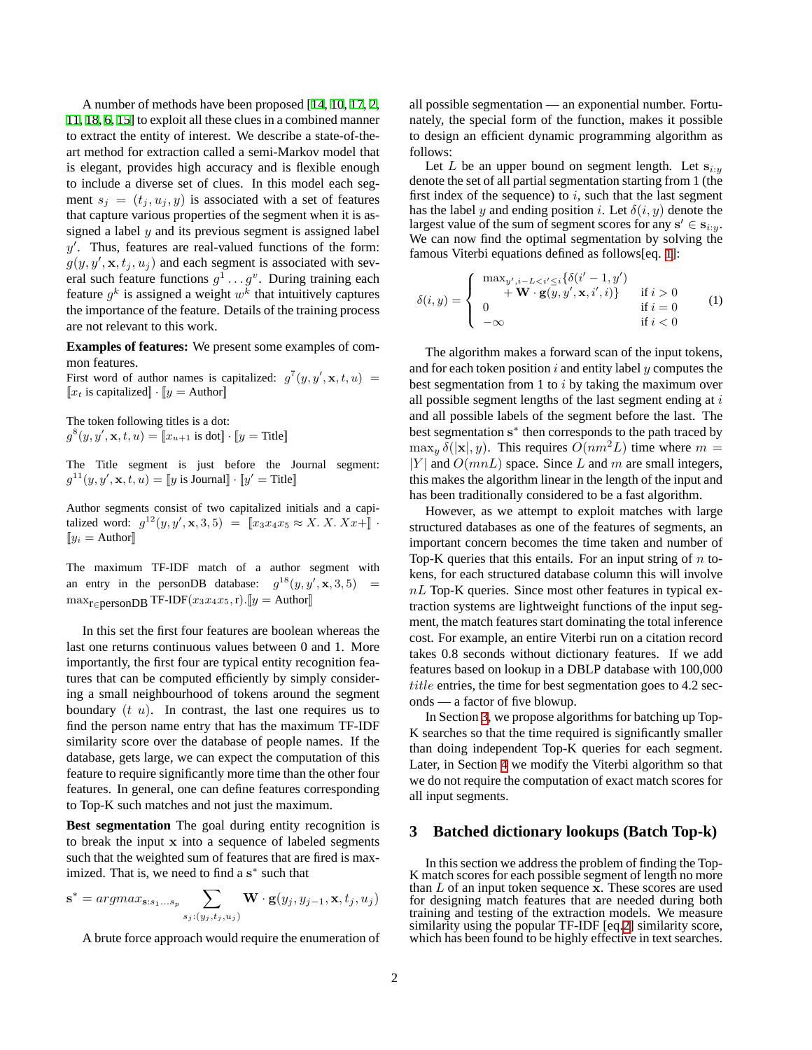A number of methods have been proposed [14, 10, 17, 2, 11, 18, 6, 15] to exploit all these clues in a combined manner to extract the entity of interest. We describe a state-of-the-art method for extraction called a semi-Markov model that is elegant, provides high accuracy and is flexible enough to include a diverse set of clues. In this model each segment $s_j = (t_j, u_j, y)$ is associated with a set of features that capture various properties of the segment when it is assigned a label $y$ and its previous segment is assigned label $y'$. Thus, features are real-valued functions of the form: $g(y, y', \mathbf{x}, t_j, u_j)$ and each segment is associated with several such feature functions $g^1 \dots g^v$. During training each feature $g^k$ is assigned a weight $w^k$ that intuitively captures the importance of the feature. Details of the training process are not relevant to this work.

**Examples of features:** We present some examples of common features.

First word of author names is capitalized: $g^7(y, y', \mathbf{x}, t, u) = [\![x_t \text{ is capitalized}]\!] \cdot [\![y = \text{Author}]\!]$

The token following titles is a dot: $g^8(y, y', \mathbf{x}, t, u) = [\![x_{u+1} \text{ is dot}]\!] \cdot [\![y = \text{Title}]\!]$

The Title segment is just before the Journal segment: $g^{11}(y, y', \mathbf{x}, t, u) = [\![y \text{ is Journal}]\!] \cdot [\![y' = \text{Title}]\!]$

Author segments consist of two capitalized initials and a capitalized word: $g^{12}(y, y', \mathbf{x}, 3, 5) = [\![x_3 x_4 x_5 \approx X.\ X.\ Xx+]\!] \cdot [\![y_i = \text{Author}]\!]$

The maximum TF-IDF match of a author segment with an entry in the personDB database: $g^{18}(y, y', \mathbf{x}, 3, 5) = \max_{\text{r} \in \text{personDB}} \text{TF-IDF}(x_3 x_4 x_5, \text{r}).[\![y = \text{Author}]\!]$

In this set the first four features are boolean whereas the last one returns continuous values between 0 and 1. More importantly, the first four are typical entity recognition features that can be computed efficiently by simply considering a small neighbourhood of tokens around the segment boundary $(t\ u)$. In contrast, the last one requires us to find the person name entry that has the maximum TF-IDF similarity score over the database of people names. If the database, gets large, we can expect the computation of this feature to require significantly more time than the other four features. In general, one can define features corresponding to Top-K such matches and not just the maximum.

**Best segmentation** The goal during entity recognition is to break the input $\mathbf{x}$ into a sequence of labeled segments such that the weighted sum of features that are fired is maximized. That is, we need to find a $\mathbf{s}^*$ such that

$$\mathbf{s}^* = argmax_{\mathbf{s}:s_1 \dots s_p} \sum_{s_j:(y_j, t_j, u_j)} \mathbf{W} \cdot \mathbf{g}(y_j, y_{j-1}, \mathbf{x}, t_j, u_j)$$

A brute force approach would require the enumeration of all possible segmentation — an exponential number. Fortunately, the special form of the function, makes it possible to design an efficient dynamic programming algorithm as follows:

Let $L$ be an upper bound on segment length. Let $\mathbf{s}_{i:y}$ denote the set of all partial segmentation starting from 1 (the first index of the sequence) to $i$, such that the last segment has the label $y$ and ending position $i$. Let $\delta(i, y)$ denote the largest value of the sum of segment scores for any $\mathbf{s}' \in \mathbf{s}_{i:y}$. We can now find the optimal segmentation by solving the famous Viterbi equations defined as follows[eq. 1]:

$$\delta(i, y) = \begin{cases} \max_{y', i-L < i' \leq i} \{\delta(i'-1, y') \\ \quad + \mathbf{W} \cdot \mathbf{g}(y, y', \mathbf{x}, i', i)\} & \text{if } i > 0 \\ 0 & \text{if } i = 0 \\ -\infty & \text{if } i < 0 \end{cases} \tag{1}$$

The algorithm makes a forward scan of the input tokens, and for each token position $i$ and entity label $y$ computes the best segmentation from 1 to $i$ by taking the maximum over all possible segment lengths of the last segment ending at $i$ and all possible labels of the segment before the last. The best segmentation $\mathbf{s}^*$ then corresponds to the path traced by $\max_y \delta(|\mathbf{x}|, y)$. This requires $O(nm^2L)$ time where $m = |Y|$ and $O(mnL)$ space. Since $L$ and $m$ are small integers, this makes the algorithm linear in the length of the input and has been traditionally considered to be a fast algorithm.

However, as we attempt to exploit matches with large structured databases as one of the features of segments, an important concern becomes the time taken and number of Top-K queries that this entails. For an input string of $n$ tokens, for each structured database column this will involve $nL$ Top-K queries. Since most other features in typical extraction systems are lightweight functions of the input segment, the match features start dominating the total inference cost. For example, an entire Viterbi run on a citation record takes 0.8 seconds without dictionary features. If we add features based on lookup in a DBLP database with 100,000 $title$ entries, the time for best segmentation goes to 4.2 seconds — a factor of five blowup.

In Section 3, we propose algorithms for batching up Top-K searches so that the time required is significantly smaller than doing independent Top-K queries for each segment. Later, in Section 4 we modify the Viterbi algorithm so that we do not require the computation of exact match scores for all input segments.

## 3 Batched dictionary lookups (Batch Top-k)

In this section we address the problem of finding the Top-K match scores for each possible segment of length no more than $L$ of an input token sequence $\mathbf{x}$. These scores are used for designing match features that are needed during both training and testing of the extraction models. We measure similarity using the popular TF-IDF [eq.2] similarity score, which has been found to be highly effective in text searches.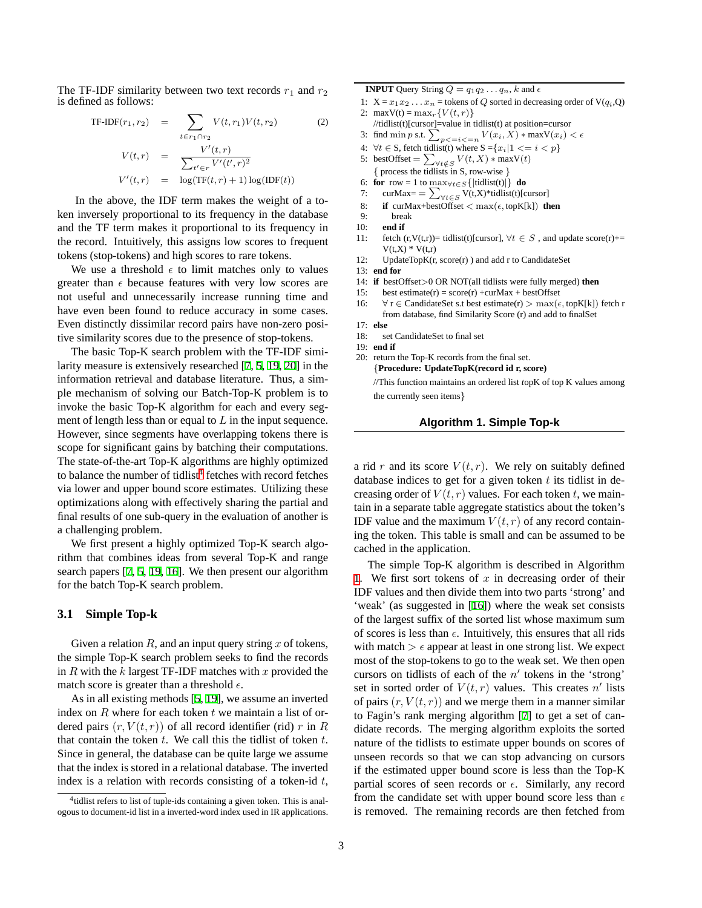The TF-IDF similarity between two text records $r_1$ and $r_2$ is defined as follows:

$$
\begin{aligned}
\text{TF-IDF}(r_1, r_2) &= \sum_{t \in r_1 \cap r_2} V(t, r_1) V(t, r_2) \qquad (2) \\
V(t, r) &= \frac{V'(t, r)}{\sum_{t' \in r} V'(t', r)^2} \\
V'(t, r) &= \log(\text{TF}(t, r) + 1) \log(\text{IDF}(t))
\end{aligned}
$$

In the above, the IDF term makes the weight of a token inversely proportional to its frequency in the database and the TF term makes it proportional to its frequency in the record. Intuitively, this assigns low scores to frequent tokens (stop-tokens) and high scores to rare tokens.

We use a threshold $\epsilon$ to limit matches only to values greater than $\epsilon$ because features with very low scores are not useful and unnecessarily increase running time and have even been found to reduce accuracy in some cases. Even distinctly dissimilar record pairs have non-zero positive similarity scores due to the presence of stop-tokens.

The basic Top-K search problem with the TF-IDF similarity measure is extensively researched [7, 5, 19, 20] in the information retrieval and database literature. Thus, a simple mechanism of solving our Batch-Top-K problem is to invoke the basic Top-K algorithm for each and every segment of length less than or equal to $L$ in the input sequence. However, since segments have overlapping tokens there is scope for significant gains by batching their computations. The state-of-the-art Top-K algorithms are highly optimized to balance the number of tidlist[4] fetches with record fetches via lower and upper bound score estimates. Utilizing these optimizations along with effectively sharing the partial and final results of one sub-query in the evaluation of another is a challenging problem.

We first present a highly optimized Top-K search algorithm that combines ideas from several Top-K and range search papers [7, 5, 19, 16]. We then present our algorithm for the batch Top-K search problem.

### 3.1 Simple Top-k

Given a relation $R$, and an input query string $x$ of tokens, the simple Top-K search problem seeks to find the records in $R$ with the $k$ largest TF-IDF matches with $x$ provided the match score is greater than a threshold $\epsilon$.

As in all existing methods [5, 19], we assume an inverted index on $R$ where for each token $t$ we maintain a list of ordered pairs $(r, V(t, r))$ of all record identifier (rid) $r$ in $R$ that contain the token $t$. We call this the tidlist of token $t$. Since in general, the database can be quite large we assume that the index is stored in a relational database. The inverted index is a relation with records consisting of a token-id $t$, a rid $r$ and its score $V(t, r)$. We rely on suitably defined database indices to get for a given token $t$ its tidlist in decreasing order of $V(t, r)$ values. For each token $t$, we maintain in a separate table aggregate statistics about the token's IDF value and the maximum $V(t, r)$ of any record containing the token. This table is small and can be assumed to be cached in the application.

[4] tidlist refers to list of tuple-ids containing a given token. This is analogous to document-id list in a inverted-word index used in IR applications.

**INPUT** Query String $Q = q_1 q_2 \ldots q_n$, $k$ and $\epsilon$

1: X = $x_1 x_2 \ldots x_n$ = tokens of $Q$ sorted in decreasing order of V($q_i$,Q)
2: maxV(t) = $\max_r\{V(t, r)\}$
   //tidlist(t)[cursor]=value in tidlist(t) at position=cursor
3: find $\min p$ s.t. $\sum_{p <= i <= n} V(x_i, X) * \text{maxV}(x_i) < \epsilon$
4: $\forall t \in$ S, fetch tidlist(t) where S =$\{x_i | 1 <= i < p\}$
5: bestOffset = $\sum_{\forall t \notin S} V(t, X) * \text{maxV}(t)$
   { process the tidlists in S, row-wise }
6: **for** row = 1 to $\max_{\forall t \in S}\{|\text{tidlist(t)}|\}$ **do**
7: curMax= = $\sum_{\forall t \in S}$ V(t,X)*tidlist(t)[cursor]
8: **if** curMax+bestOffset $< \max(\epsilon, \text{topK[k]})$ **then**
9: break
10: **end if**
11: fetch (r,V(t,r))= tidlist(t)[cursor], $\forall t \in S$ , and update score(r)+= V(t,X) * V(t,r)
12: UpdateTopK(r, score(r) ) and add r to CandidateSet
13: **end for**
14: **if** bestOffset>0 OR NOT(all tidlists were fully merged) **then**
15: best estimate(r) = score(r) +curMax + bestOffset
16: $\forall$ r $\in$ CandidateSet s.t best estimate(r) $> \max(\epsilon, \text{topK[k]})$ fetch r from database, find Similarity Score (r) and add to finalSet
17: **else**
18: set CandidateSet to final set
19: **end if**
20: return the Top-K records from the final set.
{**Procedure: UpdateTopK(record id r, score)**
//This function maintains an ordered list *t*opK of top K values among the currently seen items}

**Algorithm 1. Simple Top-k**

The simple Top-K algorithm is described in Algorithm 1. We first sort tokens of $x$ in decreasing order of their IDF values and then divide them into two parts 'strong' and 'weak' (as suggested in [16]) where the weak set consists of the largest suffix of the sorted list whose maximum sum of scores is less than $\epsilon$. Intuitively, this ensures that all rids with match $> \epsilon$ appear at least in one strong list. We expect most of the stop-tokens to go to the weak set. We then open cursors on tidlists of each of the $n'$ tokens in the 'strong' set in sorted order of $V(t, r)$ values. This creates $n'$ lists of pairs $(r, V(t, r))$ and we merge them in a manner similar to Fagin's rank merging algorithm [7] to get a set of candidate records. The merging algorithm exploits the sorted nature of the tidlists to estimate upper bounds on scores of unseen records so that we can stop advancing on cursors if the estimated upper bound score is less than the Top-K partial scores of seen records or $\epsilon$. Similarly, any record from the candidate set with upper bound score less than $\epsilon$ is removed. The remaining records are then fetched from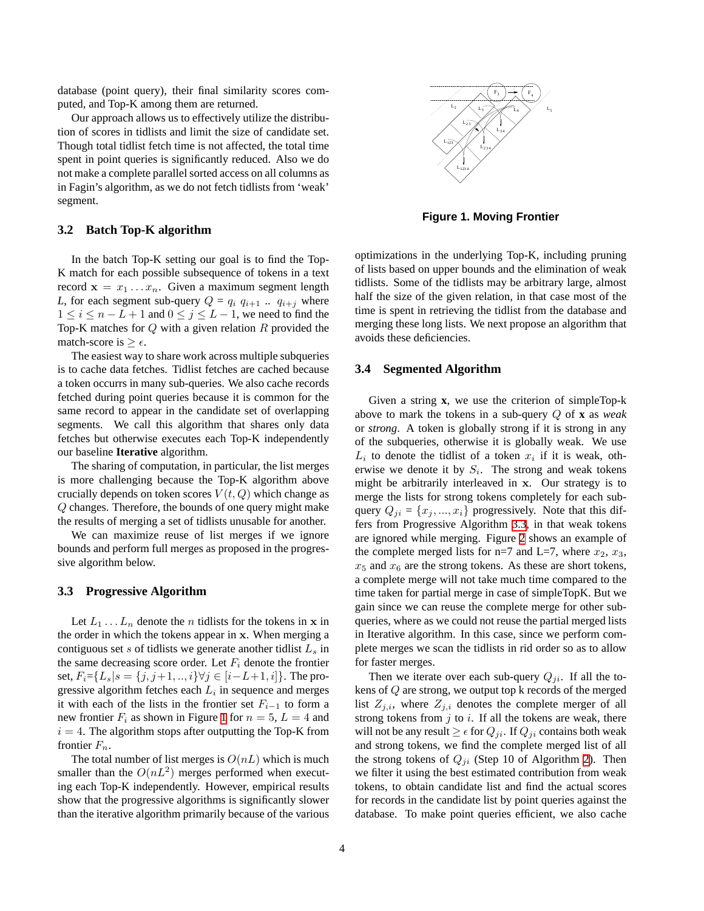database (point query), their final similarity scores computed, and Top-K among them are returned.

Our approach allows us to effectively utilize the distribution of scores in tidlists and limit the size of candidate set. Though total tidlist fetch time is not affected, the total time spent in point queries is significantly reduced. Also we do not make a complete parallel sorted access on all columns as in Fagin's algorithm, as we do not fetch tidlists from 'weak' segment.

### 3.2 Batch Top-K algorithm

In the batch Top-K setting our goal is to find the Top-K match for each possible subsequence of tokens in a text record $\mathbf{x} = x_1 \ldots x_n$. Given a maximum segment length $L$, for each segment sub-query $Q = q_i \; q_{i+1} \; .. \; q_{i+j}$ where $1 \leq i \leq n - L + 1$ and $0 \leq j \leq L - 1$, we need to find the Top-K matches for $Q$ with a given relation $R$ provided the match-score is $\geq \epsilon$.

The easiest way to share work across multiple subqueries is to cache data fetches. Tidlist fetches are cached because a token occurrs in many sub-queries. We also cache records fetched during point queries because it is common for the same record to appear in the candidate set of overlapping segments. We call this algorithm that shares only data fetches but otherwise executes each Top-K independently our baseline **Iterative** algorithm.

The sharing of computation, in particular, the list merges is more challenging because the Top-K algorithm above crucially depends on token scores $V(t, Q)$ which change as $Q$ changes. Therefore, the bounds of one query might make the results of merging a set of tidlists unusable for another.

We can maximize reuse of list merges if we ignore bounds and perform full merges as proposed in the progressive algorithm below.

### 3.3 Progressive Algorithm

Let $L_1 \ldots L_n$ denote the $n$ tidlists for the tokens in $\mathbf{x}$ in the order in which the tokens appear in $\mathbf{x}$. When merging a contiguous set $s$ of tidlists we generate another tidlist $L_s$ in the same decreasing score order. Let $F_i$ denote the frontier set, $F_i$={$L_s | s = \{j, j+1, .., i\} \forall j \in [i-L+1, i]$}. The progressive algorithm fetches each $L_i$ in sequence and merges it with each of the lists in the frontier set $F_{i-1}$ to form a new frontier $F_i$ as shown in Figure 1 for $n = 5$, $L = 4$ and $i = 4$. The algorithm stops after outputting the Top-K from frontier $F_n$.

The total number of list merges is $O(nL)$ which is much smaller than the $O(nL^2)$ merges performed when executing each Top-K independently. However, empirical results show that the progressive algorithms is significantly slower than the iterative algorithm primarily because of the various optimizations in the underlying Top-K, including pruning of lists based on upper bounds and the elimination of weak tidlists. Some of the tidlists may be arbitrary large, almost half the size of the given relation, in that case most of the time is spent in retrieving the tidlist from the database and merging these long lists. We next propose an algorithm that avoids these deficiencies.

**Figure 1. Moving Frontier**

### 3.4 Segmented Algorithm

Given a string $\mathbf{x}$, we use the criterion of simpleTop-k above to mark the tokens in a sub-query $Q$ of $\mathbf{x}$ as *weak* or *strong*. A token is globally strong if it is strong in any of the subqueries, otherwise it is globally weak. We use $L_i$ to denote the tidlist of a token $x_i$ if it is weak, otherwise we denote it by $S_i$. The strong and weak tokens might be arbitrarily interleaved in $\mathbf{x}$. Our strategy is to merge the lists for strong tokens completely for each sub-query $Q_{ji} = \{x_j, ..., x_i\}$ progressively. Note that this differs from Progressive Algorithm 3.3, in that weak tokens are ignored while merging. Figure 2 shows an example of the complete merged lists for n=7 and L=7, where $x_2$, $x_3$, $x_5$ and $x_6$ are the strong tokens. As these are short tokens, a complete merge will not take much time compared to the time taken for partial merge in case of simpleTopK. But we gain since we can reuse the complete merge for other sub-queries, where as we could not reuse the partial merged lists in Iterative algorithm. In this case, since we perform complete merges we scan the tidlists in rid order so as to allow for faster merges.

Then we iterate over each sub-query $Q_{ji}$. If all the tokens of $Q$ are strong, we output top k records of the merged list $Z_{j,i}$, where $Z_{j,i}$ denotes the complete merger of all strong tokens from $j$ to $i$. If all the tokens are weak, there will not be any result $\geq \epsilon$ for $Q_{ji}$. If $Q_{ji}$ contains both weak and strong tokens, we find the complete merged list of all the strong tokens of $Q_{ji}$ (Step 10 of Algorithm 2). Then we filter it using the best estimated contribution from weak tokens, to obtain candidate list and find the actual scores for records in the candidate list by point queries against the database. To make point queries efficient, we also cache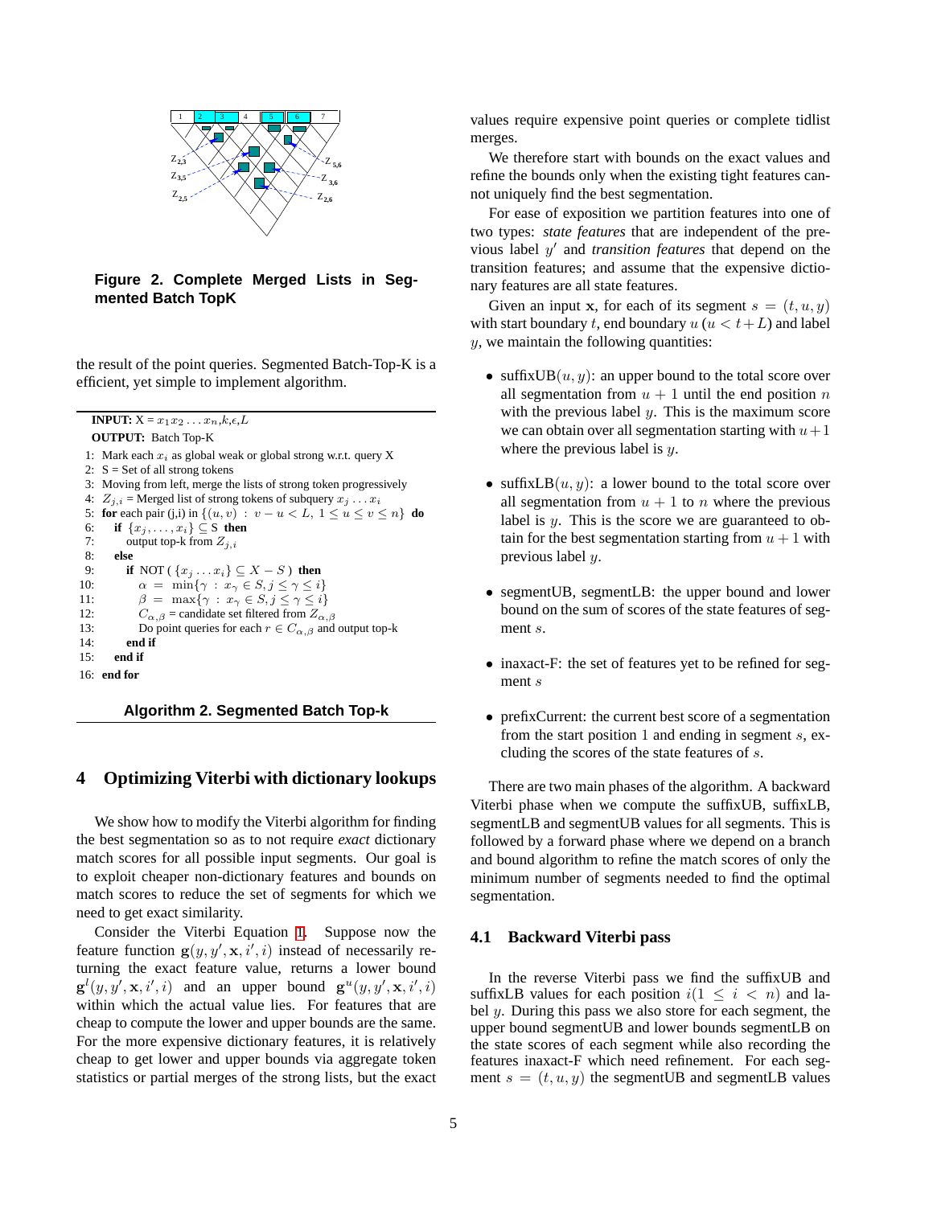**Figure 2. Complete Merged Lists in Segmented Batch TopK**

the result of the point queries. Segmented Batch-Top-K is a efficient, yet simple to implement algorithm.

```
INPUT: X = x_1 x_2 ... x_n, k, ε, L
OUTPUT: Batch Top-K
 1: Mark each x_i as global weak or global strong w.r.t. query X
 2: S = Set of all strong tokens
 3: Moving from left, merge the lists of strong token progressively
 4: Z_{j,i} = Merged list of strong tokens of subquery x_j ... x_i
 5: for each pair (j,i) in {(u,v) : v − u < L, 1 ≤ u ≤ v ≤ n} do
 6:   if {x_j, ..., x_i} ⊆ S then
 7:     output top-k from Z_{j,i}
 8:   else
 9:     if NOT ( {x_j ... x_i} ⊆ X − S ) then
10:       α = min{γ : x_γ ∈ S, j ≤ γ ≤ i}
11:       β = max{γ : x_γ ∈ S, j ≤ γ ≤ i}
12:       C_{α,β} = candidate set filtered from Z_{α,β}
13:       Do point queries for each r ∈ C_{α,β} and output top-k
14:     end if
15:   end if
16: end for
```

**Algorithm 2. Segmented Batch Top-k**

## 4 Optimizing Viterbi with dictionary lookups

We show how to modify the Viterbi algorithm for finding the best segmentation so as to not require *exact* dictionary match scores for all possible input segments. Our goal is to exploit cheaper non-dictionary features and bounds on match scores to reduce the set of segments for which we need to get exact similarity.

Consider the Viterbi Equation 1. Suppose now the feature function $\mathbf{g}(y, y', \mathbf{x}, i', i)$ instead of necessarily returning the exact feature value, returns a lower bound $\mathbf{g}^l(y, y', \mathbf{x}, i', i)$ and an upper bound $\mathbf{g}^u(y, y', \mathbf{x}, i', i)$ within which the actual value lies. For features that are cheap to compute the lower and upper bounds are the same. For the more expensive dictionary features, it is relatively cheap to get lower and upper bounds via aggregate token statistics or partial merges of the strong lists, but the exact values require expensive point queries or complete tidlist merges.

We therefore start with bounds on the exact values and refine the bounds only when the existing tight features cannot uniquely find the best segmentation.

For ease of exposition we partition features into one of two types: *state features* that are independent of the previous label $y'$ and *transition features* that depend on the transition features; and assume that the expensive dictionary features are all state features.

Given an input $\mathbf{x}$, for each of its segment $s = (t, u, y)$ with start boundary $t$, end boundary $u$ ($u < t + L$) and label $y$, we maintain the following quantities:

- suffixUB$(u, y)$: an upper bound to the total score over all segmentation from $u + 1$ until the end position $n$ with the previous label $y$. This is the maximum score we can obtain over all segmentation starting with $u + 1$ where the previous label is $y$.
- suffixLB$(u, y)$: a lower bound to the total score over all segmentation from $u + 1$ to $n$ where the previous label is $y$. This is the score we are guaranteed to obtain for the best segmentation starting from $u + 1$ with previous label $y$.
- segmentUB, segmentLB: the upper bound and lower bound on the sum of scores of the state features of segment $s$.
- inaxact-F: the set of features yet to be refined for segment $s$
- prefixCurrent: the current best score of a segmentation from the start position 1 and ending in segment $s$, excluding the scores of the state features of $s$.

There are two main phases of the algorithm. A backward Viterbi phase when we compute the suffixUB, suffixLB, segmentLB and segmentUB values for all segments. This is followed by a forward phase where we depend on a branch and bound algorithm to refine the match scores of only the minimum number of segments needed to find the optimal segmentation.

### 4.1 Backward Viterbi pass

In the reverse Viterbi pass we find the suffixUB and suffixLB values for each position $i (1 \leq i < n)$ and label $y$. During this pass we also store for each segment, the upper bound segmentUB and lower bounds segmentLB on the state scores of each segment while also recording the features inaxact-F which need refinement. For each segment $s = (t, u, y)$ the segmentUB and segmentLB values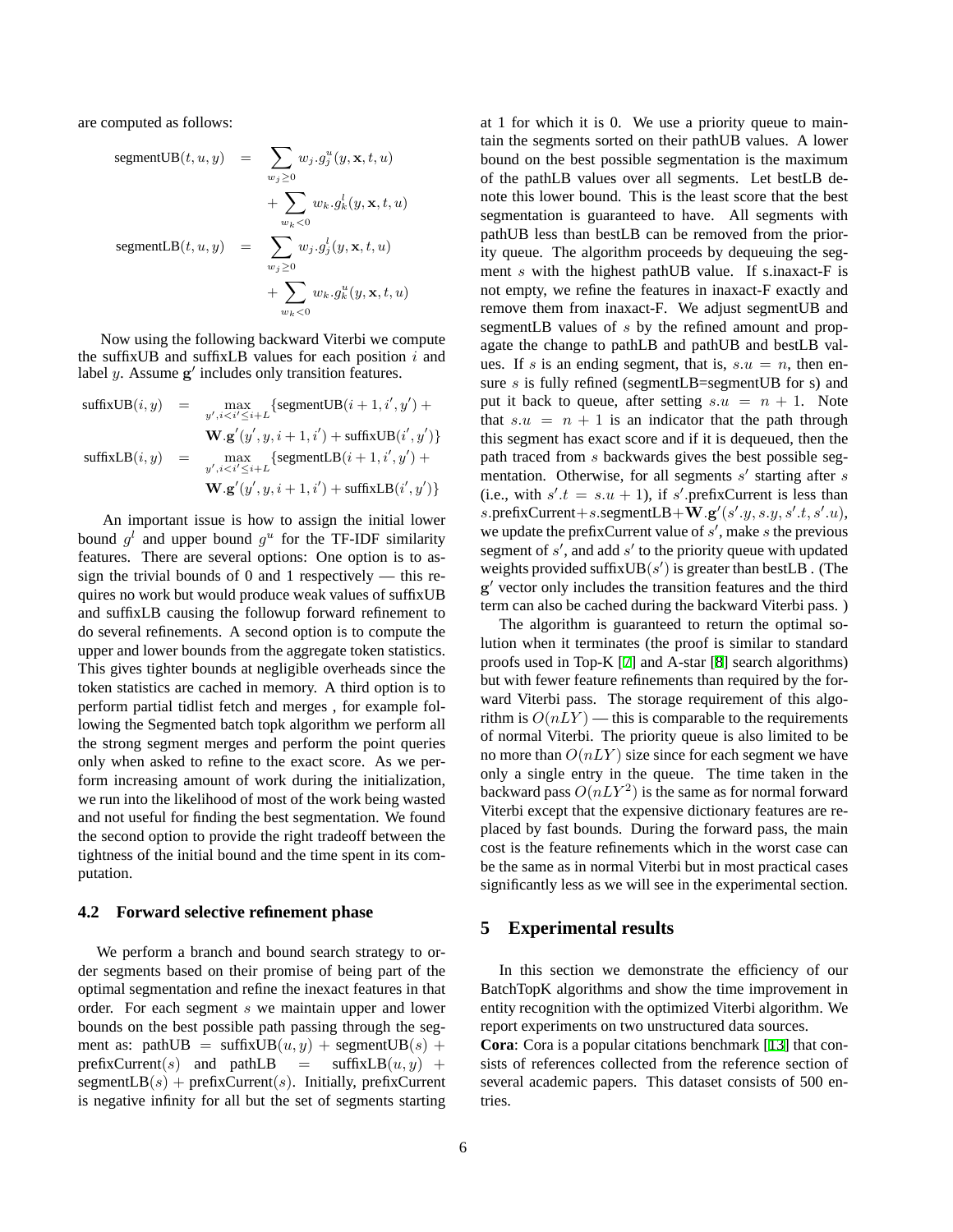are computed as follows:

$$
\begin{aligned}
\text{segmentUB}(t, u, y) &= \sum_{w_j \geq 0} w_j . g^u_j(y, \mathbf{x}, t, u) \\
&\quad + \sum_{w_k < 0} w_k . g^l_k(y, \mathbf{x}, t, u) \\
\text{segmentLB}(t, u, y) &= \sum_{w_j \geq 0} w_j . g^l_j(y, \mathbf{x}, t, u) \\
&\quad + \sum_{w_k < 0} w_k . g^u_k(y, \mathbf{x}, t, u)
\end{aligned}
$$

Now using the following backward Viterbi we compute the suffixUB and suffixLB values for each position $i$ and label $y$. Assume $\mathbf{g}'$ includes only transition features.

$$
\begin{aligned}
\text{suffixUB}(i, y) &= \max_{y', i < i' \leq i+L} \{\text{segmentUB}(i+1, i', y') + \\
&\quad \mathbf{W}.\mathbf{g}'(y', y, i+1, i') + \text{suffixUB}(i', y')\} \\
\text{suffixLB}(i, y) &= \max_{y', i < i' \leq i+L} \{\text{segmentLB}(i+1, i', y') + \\
&\quad \mathbf{W}.\mathbf{g}'(y', y, i+1, i') + \text{suffixLB}(i', y')\}
\end{aligned}
$$

An important issue is how to assign the initial lower bound $g^l$ and upper bound $g^u$ for the TF-IDF similarity features. There are several options: One option is to assign the trivial bounds of 0 and 1 respectively — this requires no work but would produce weak values of suffixUB and suffixLB causing the followup forward refinement to do several refinements. A second option is to compute the upper and lower bounds from the aggregate token statistics. This gives tighter bounds at negligible overheads since the token statistics are cached in memory. A third option is to perform partial tidlist fetch and merges , for example following the Segmented batch topk algorithm we perform all the strong segment merges and perform the point queries only when asked to refine to the exact score. As we perform increasing amount of work during the initialization, we run into the likelihood of most of the work being wasted and not useful for finding the best segmentation. We found the second option to provide the right tradeoff between the tightness of the initial bound and the time spent in its computation.

### 4.2 Forward selective refinement phase

We perform a branch and bound search strategy to order segments based on their promise of being part of the optimal segmentation and refine the inexact features in that order. For each segment $s$ we maintain upper and lower bounds on the best possible path passing through the segment as: pathUB $=$ suffixUB$(u, y)$ $+$ segmentUB$(s)$ $+$ prefixCurrent$(s)$ and pathLB $=$ suffixLB$(u, y)$ $+$ segmentLB$(s)$ $+$ prefixCurrent$(s)$. Initially, prefixCurrent is negative infinity for all but the set of segments starting at 1 for which it is 0. We use a priority queue to maintain the segments sorted on their pathUB values. A lower bound on the best possible segmentation is the maximum of the pathLB values over all segments. Let bestLB denote this lower bound. This is the least score that the best segmentation is guaranteed to have. All segments with pathUB less than bestLB can be removed from the priority queue. The algorithm proceeds by dequeuing the segment $s$ with the highest pathUB value. If s.inaxact-F is not empty, we refine the features in inaxact-F exactly and remove them from inaxact-F. We adjust segmentUB and segmentLB values of $s$ by the refined amount and propagate the change to pathLB and pathUB and bestLB values. If $s$ is an ending segment, that is, $s.u = n$, then ensure $s$ is fully refined (segmentLB=segmentUB for s) and put it back to queue, after setting $s.u = n + 1$. Note that $s.u = n + 1$ is an indicator that the path through this segment has exact score and if it is dequeued, then the path traced from $s$ backwards gives the best possible segmentation. Otherwise, for all segments $s'$ starting after $s$ (i.e., with $s'.t = s.u + 1$), if $s'$.prefixCurrent is less than $s$.prefixCurrent$+s$.segmentLB$+\mathbf{W}.\mathbf{g}'(s'.y, s.y, s'.t, s'.u)$, we update the prefixCurrent value of $s'$, make $s$ the previous segment of $s'$, and add $s'$ to the priority queue with updated weights provided suffixUB$(s')$ is greater than bestLB . (The $\mathbf{g}'$ vector only includes the transition features and the third term can also be cached during the backward Viterbi pass. )

The algorithm is guaranteed to return the optimal solution when it terminates (the proof is similar to standard proofs used in Top-K [7] and A-star [8] search algorithms) but with fewer feature refinements than required by the forward Viterbi pass. The storage requirement of this algorithm is $O(nLY)$ — this is comparable to the requirements of normal Viterbi. The priority queue is also limited to be no more than $O(nLY)$ size since for each segment we have only a single entry in the queue. The time taken in the backward pass $O(nLY^2)$ is the same as for normal forward Viterbi except that the expensive dictionary features are replaced by fast bounds. During the forward pass, the main cost is the feature refinements which in the worst case can be the same as in normal Viterbi but in most practical cases significantly less as we will see in the experimental section.

## 5 Experimental results

In this section we demonstrate the efficiency of our BatchTopK algorithms and show the time improvement in entity recognition with the optimized Viterbi algorithm. We report experiments on two unstructured data sources.

**Cora**: Cora is a popular citations benchmark [13] that consists of references collected from the reference section of several academic papers. This dataset consists of 500 entries.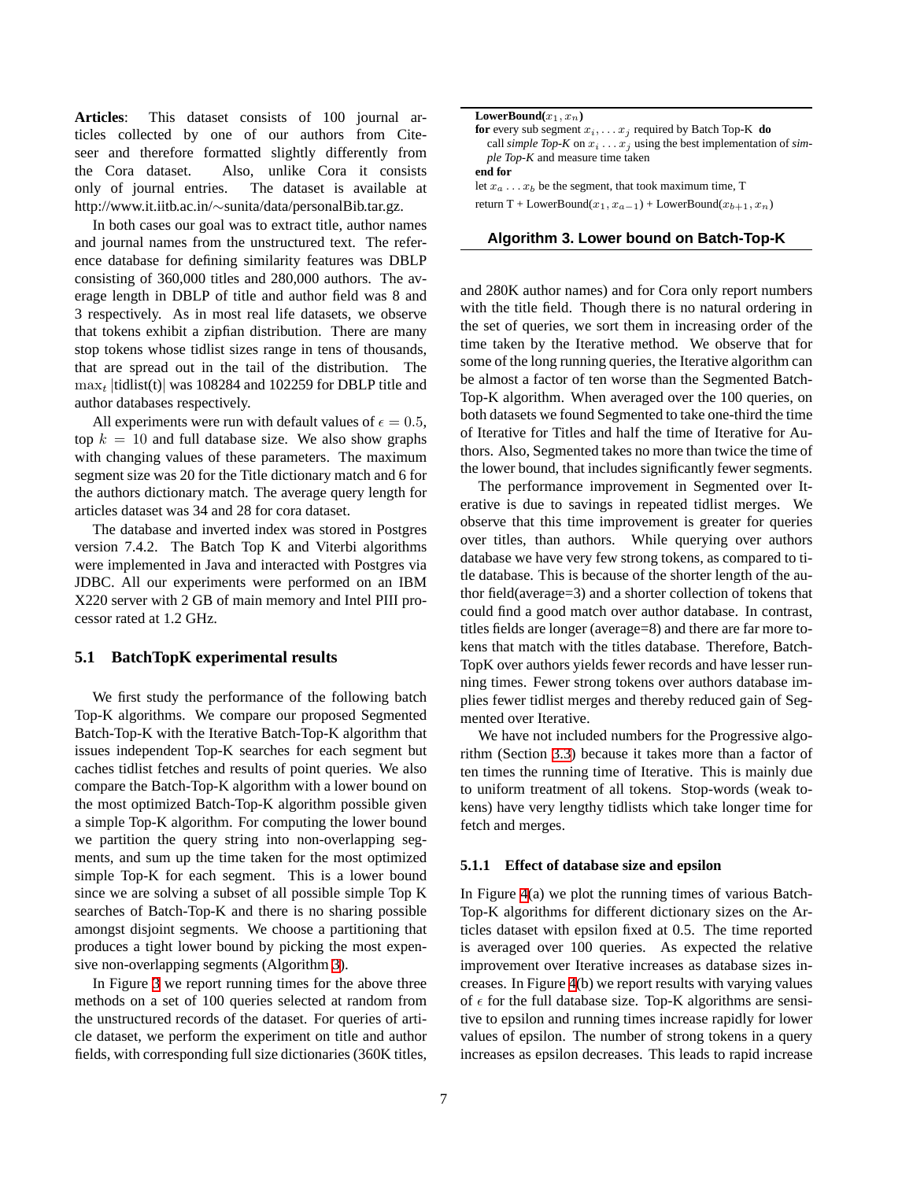**Articles**: This dataset consists of 100 journal articles collected by one of our authors from Citeseer and therefore formatted slightly differently from the Cora dataset. Also, unlike Cora it consists only of journal entries. The dataset is available at http://www.it.iitb.ac.in/∼sunita/data/personalBib.tar.gz.

In both cases our goal was to extract title, author names and journal names from the unstructured text. The reference database for defining similarity features was DBLP consisting of 360,000 titles and 280,000 authors. The average length in DBLP of title and author field was 8 and 3 respectively. As in most real life datasets, we observe that tokens exhibit a zipfian distribution. There are many stop tokens whose tidlist sizes range in tens of thousands, that are spread out in the tail of the distribution. The $\max_t |\text{tidlist(t)}|$ was 108284 and 102259 for DBLP title and author databases respectively.

All experiments were run with default values of $\epsilon = 0.5$, top $k = 10$ and full database size. We also show graphs with changing values of these parameters. The maximum segment size was 20 for the Title dictionary match and 6 for the authors dictionary match. The average query length for articles dataset was 34 and 28 for cora dataset.

The database and inverted index was stored in Postgres version 7.4.2. The Batch Top K and Viterbi algorithms were implemented in Java and interacted with Postgres via JDBC. All our experiments were performed on an IBM X220 server with 2 GB of main memory and Intel PIII processor rated at 1.2 GHz.

## 5.1 BatchTopK experimental results

We first study the performance of the following batch Top-K algorithms. We compare our proposed Segmented Batch-Top-K with the Iterative Batch-Top-K algorithm that issues independent Top-K searches for each segment but caches tidlist fetches and results of point queries. We also compare the Batch-Top-K algorithm with a lower bound on the most optimized Batch-Top-K algorithm possible given a simple Top-K algorithm. For computing the lower bound we partition the query string into non-overlapping segments, and sum up the time taken for the most optimized simple Top-K for each segment. This is a lower bound since we are solving a subset of all possible simple Top K searches of Batch-Top-K and there is no sharing possible amongst disjoint segments. We choose a partitioning that produces a tight lower bound by picking the most expensive non-overlapping segments (Algorithm 3).

```
LowerBound(x_1, x_n)
for every sub segment x_i, ... x_j required by Batch Top-K do
    call simple Top-K on x_i ... x_j using the best implementation of simple Top-K and measure time taken
end for
let x_a ... x_b be the segment, that took maximum time, T
return T + LowerBound(x_1, x_{a-1}) + LowerBound(x_{b+1}, x_n)
```

**Algorithm 3. Lower bound on Batch-Top-K**

In Figure 3 we report running times for the above three methods on a set of 100 queries selected at random from the unstructured records of the dataset. For queries of article dataset, we perform the experiment on title and author fields, with corresponding full size dictionaries (360K titles, and 280K author names) and for Cora only report numbers with the title field. Though there is no natural ordering in the set of queries, we sort them in increasing order of the time taken by the Iterative method. We observe that for some of the long running queries, the Iterative algorithm can be almost a factor of ten worse than the Segmented Batch-Top-K algorithm. When averaged over the 100 queries, on both datasets we found Segmented to take one-third the time of Iterative for Titles and half the time of Iterative for Authors. Also, Segmented takes no more than twice the time of the lower bound, that includes significantly fewer segments.

The performance improvement in Segmented over Iterative is due to savings in repeated tidlist merges. We observe that this time improvement is greater for queries over titles, than authors. While querying over authors database we have very few strong tokens, as compared to title database. This is because of the shorter length of the author field(average=3) and a shorter collection of tokens that could find a good match over author database. In contrast, titles fields are longer (average=8) and there are far more tokens that match with the titles database. Therefore, BatchTopK over authors yields fewer records and have lesser running times. Fewer strong tokens over authors database implies fewer tidlist merges and thereby reduced gain of Segmented over Iterative.

We have not included numbers for the Progressive algorithm (Section 3.3) because it takes more than a factor of ten times the running time of Iterative. This is mainly due to uniform treatment of all tokens. Stop-words (weak tokens) have very lengthy tidlists which take longer time for fetch and merges.

### 5.1.1 Effect of database size and epsilon

In Figure 4(a) we plot the running times of various Batch-Top-K algorithms for different dictionary sizes on the Articles dataset with epsilon fixed at 0.5. The time reported is averaged over 100 queries. As expected the relative improvement over Iterative increases as database sizes increases. In Figure 4(b) we report results with varying values of $\epsilon$ for the full database size. Top-K algorithms are sensitive to epsilon and running times increase rapidly for lower values of epsilon. The number of strong tokens in a query increases as epsilon decreases. This leads to rapid increase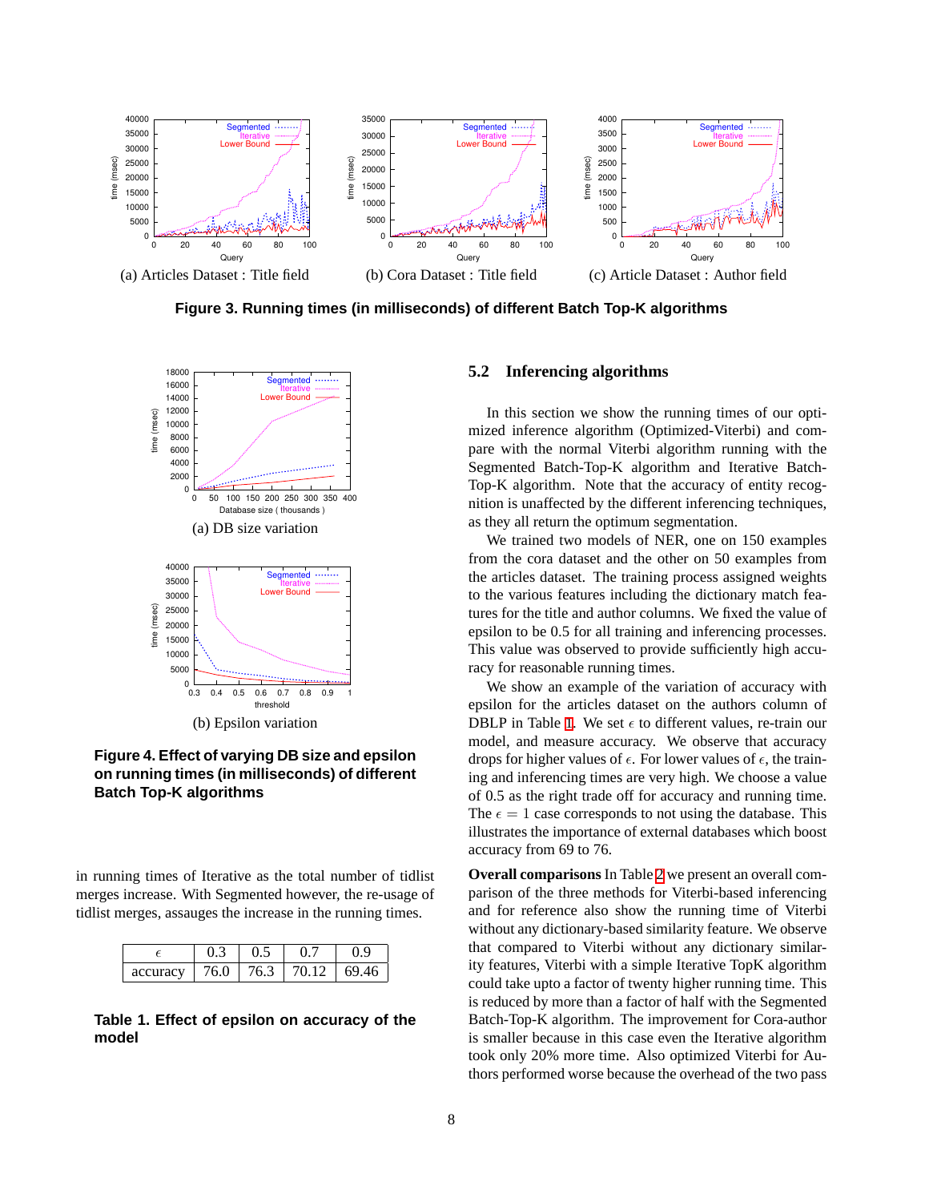(a) Articles Dataset : Title field

(b) Cora Dataset : Title field

(c) Article Dataset : Author field

**Figure 3. Running times (in milliseconds) of different Batch Top-K algorithms**

(a) DB size variation

(b) Epsilon variation

**Figure 4. Effect of varying DB size and epsilon on running times (in milliseconds) of different Batch Top-K algorithms**

in running times of Iterative as the total number of tidlist merges increase. With Segmented however, the re-usage of tidlist merges, assuages the increase in the running times.

| $\epsilon$ | 0.3 | 0.5 | 0.7 | 0.9 |
|---|---|---|---|---|
| accuracy | 76.0 | 76.3 | 70.12 | 69.46 |

**Table 1. Effect of epsilon on accuracy of the model**

### 5.2 Inferencing algorithms

In this section we show the running times of our optimized inference algorithm (Optimized-Viterbi) and compare with the normal Viterbi algorithm running with the Segmented Batch-Top-K algorithm and Iterative Batch-Top-K algorithm. Note that the accuracy of entity recognition is unaffected by the different inferencing techniques, as they all return the optimum segmentation.

We trained two models of NER, one on 150 examples from the cora dataset and the other on 50 examples from the articles dataset. The training process assigned weights to the various features including the dictionary match features for the title and author columns. We fixed the value of epsilon to be 0.5 for all training and inferencing processes. This value was observed to provide sufficiently high accuracy for reasonable running times.

We show an example of the variation of accuracy with epsilon for the articles dataset on the authors column of DBLP in Table 1. We set $\epsilon$ to different values, re-train our model, and measure accuracy. We observe that accuracy drops for higher values of $\epsilon$. For lower values of $\epsilon$, the training and inferencing times are very high. We choose a value of 0.5 as the right trade off for accuracy and running time. The $\epsilon = 1$ case corresponds to not using the database. This illustrates the importance of external databases which boost accuracy from 69 to 76.

**Overall comparisons** In Table 2 we present an overall comparison of the three methods for Viterbi-based inferencing and for reference also show the running time of Viterbi without any dictionary-based similarity feature. We observe that compared to Viterbi without any dictionary similarity features, Viterbi with a simple Iterative TopK algorithm could take upto a factor of twenty higher running time. This is reduced by more than a factor of half with the Segmented Batch-Top-K algorithm. The improvement for Cora-author is smaller because in this case even the Iterative algorithm took only 20% more time. Also optimized Viterbi for Authors performed worse because the overhead of the two pass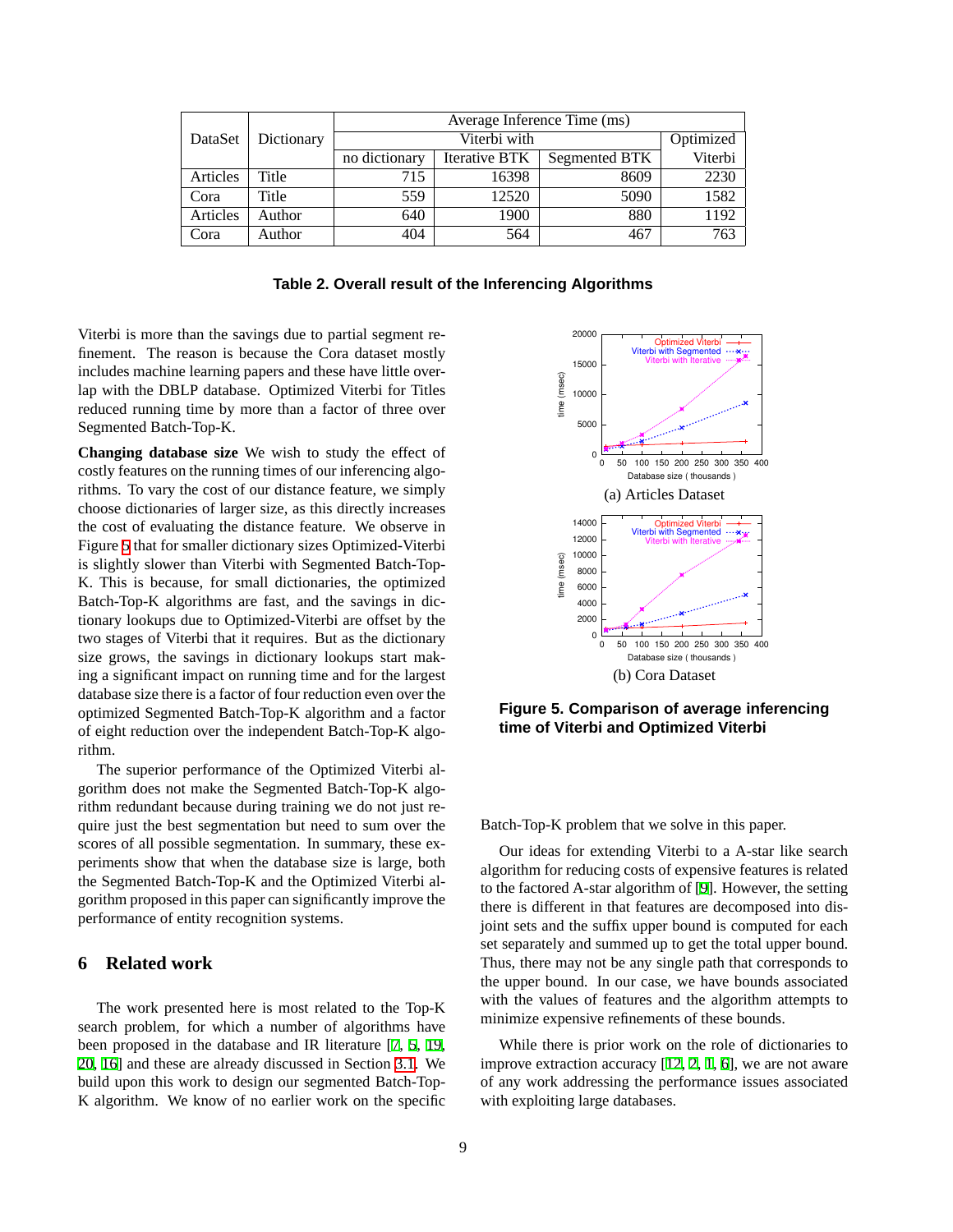| DataSet | Dictionary | Average Inference Time (ms) | | | |
|---|---|---|---|---|---|
| | | Viterbi with | | | Optimized |
| | | no dictionary | Iterative BTK | Segmented BTK | Viterbi |
| Articles | Title | 715 | 16398 | 8609 | 2230 |
| Cora | Title | 559 | 12520 | 5090 | 1582 |
| Articles | Author | 640 | 1900 | 880 | 1192 |
| Cora | Author | 404 | 564 | 467 | 763 |

**Table 2. Overall result of the Inferencing Algorithms**

Viterbi is more than the savings due to partial segment refinement. The reason is because the Cora dataset mostly includes machine learning papers and these have little overlap with the DBLP database. Optimized Viterbi for Titles reduced running time by more than a factor of three over Segmented Batch-Top-K.

**Changing database size** We wish to study the effect of costly features on the running times of our inferencing algorithms. To vary the cost of our distance feature, we simply choose dictionaries of larger size, as this directly increases the cost of evaluating the distance feature. We observe in Figure 5 that for smaller dictionary sizes Optimized-Viterbi is slightly slower than Viterbi with Segmented Batch-Top-K. This is because, for small dictionaries, the optimized Batch-Top-K algorithms are fast, and the savings in dictionary lookups due to Optimized-Viterbi are offset by the two stages of Viterbi that it requires. But as the dictionary size grows, the savings in dictionary lookups start making a significant impact on running time and for the largest database size there is a factor of four reduction even over the optimized Segmented Batch-Top-K algorithm and a factor of eight reduction over the independent Batch-Top-K algorithm.

The superior performance of the Optimized Viterbi algorithm does not make the Segmented Batch-Top-K algorithm redundant because during training we do not just require just the best segmentation but need to sum over the scores of all possible segmentation. In summary, these experiments show that when the database size is large, both the Segmented Batch-Top-K and the Optimized Viterbi algorithm proposed in this paper can significantly improve the performance of entity recognition systems.

(a) Articles Dataset

(b) Cora Dataset

**Figure 5. Comparison of average inferencing time of Viterbi and Optimized Viterbi**

## 6 Related work

The work presented here is most related to the Top-K search problem, for which a number of algorithms have been proposed in the database and IR literature [7, 5, 19, 20, 16] and these are already discussed in Section 3.1. We build upon this work to design our segmented Batch-Top-K algorithm. We know of no earlier work on the specific Batch-Top-K problem that we solve in this paper.

Our ideas for extending Viterbi to a A-star like search algorithm for reducing costs of expensive features is related to the factored A-star algorithm of [9]. However, the setting there is different in that features are decomposed into disjoint sets and the suffix upper bound is computed for each set separately and summed up to get the total upper bound. Thus, there may not be any single path that corresponds to the upper bound. In our case, we have bounds associated with the values of features and the algorithm attempts to minimize expensive refinements of these bounds.

While there is prior work on the role of dictionaries to improve extraction accuracy [12, 2, 1, 6], we are not aware of any work addressing the performance issues associated with exploiting large databases.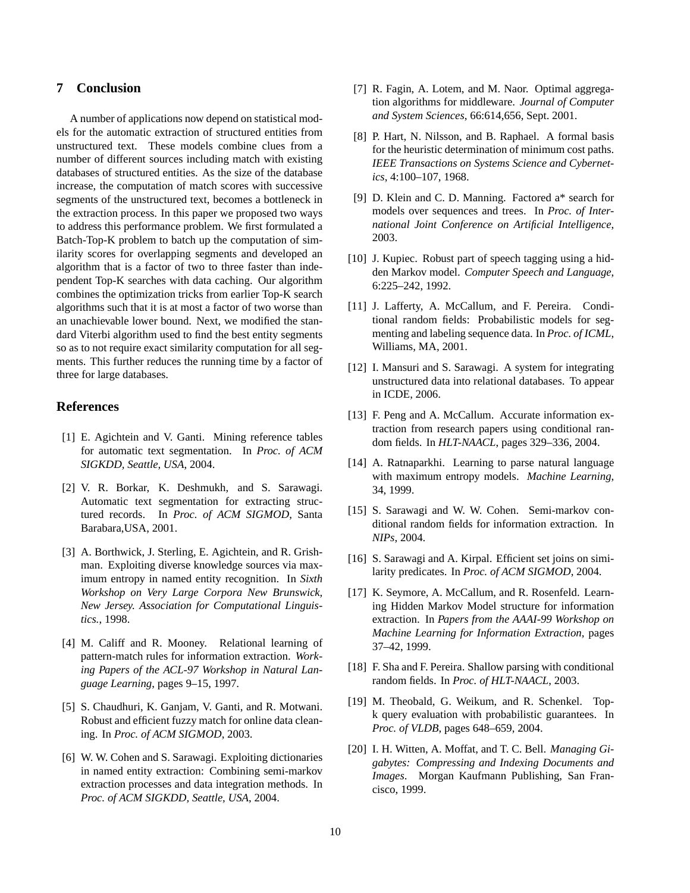## 7 Conclusion

A number of applications now depend on statistical models for the automatic extraction of structured entities from unstructured text. These models combine clues from a number of different sources including match with existing databases of structured entities. As the size of the database increase, the computation of match scores with successive segments of the unstructured text, becomes a bottleneck in the extraction process. In this paper we proposed two ways to address this performance problem. We first formulated a Batch-Top-K problem to batch up the computation of similarity scores for overlapping segments and developed an algorithm that is a factor of two to three faster than independent Top-K searches with data caching. Our algorithm combines the optimization tricks from earlier Top-K search algorithms such that it is at most a factor of two worse than an unachievable lower bound. Next, we modified the standard Viterbi algorithm used to find the best entity segments so as to not require exact similarity computation for all segments. This further reduces the running time by a factor of three for large databases.

## References

[1] E. Agichtein and V. Ganti. Mining reference tables for automatic text segmentation. In *Proc. of ACM SIGKDD, Seattle, USA*, 2004.

[2] V. R. Borkar, K. Deshmukh, and S. Sarawagi. Automatic text segmentation for extracting structured records. In *Proc. of ACM SIGMOD*, Santa Barbara,USA, 2001.

[3] A. Borthwick, J. Sterling, E. Agichtein, and R. Grishman. Exploiting diverse knowledge sources via maximum entropy in named entity recognition. In *Sixth Workshop on Very Large Corpora New Brunswick, New Jersey. Association for Computational Linguistics.*, 1998.

[4] M. Califf and R. Mooney. Relational learning of pattern-match rules for information extraction. *Working Papers of the ACL-97 Workshop in Natural Language Learning*, pages 9–15, 1997.

[5] S. Chaudhuri, K. Ganjam, V. Ganti, and R. Motwani. Robust and efficient fuzzy match for online data cleaning. In *Proc. of ACM SIGMOD*, 2003.

[6] W. W. Cohen and S. Sarawagi. Exploiting dictionaries in named entity extraction: Combining semi-markov extraction processes and data integration methods. In *Proc. of ACM SIGKDD, Seattle, USA*, 2004.

[7] R. Fagin, A. Lotem, and M. Naor. Optimal aggregation algorithms for middleware. *Journal of Computer and System Sciences*, 66:614,656, Sept. 2001.

[8] P. Hart, N. Nilsson, and B. Raphael. A formal basis for the heuristic determination of minimum cost paths. *IEEE Transactions on Systems Science and Cybernetics*, 4:100–107, 1968.

[9] D. Klein and C. D. Manning. Factored a* search for models over sequences and trees. In *Proc. of International Joint Conference on Artificial Intelligence*, 2003.

[10] J. Kupiec. Robust part of speech tagging using a hidden Markov model. *Computer Speech and Language*, 6:225–242, 1992.

[11] J. Lafferty, A. McCallum, and F. Pereira. Conditional random fields: Probabilistic models for segmenting and labeling sequence data. In *Proc. of ICML*, Williams, MA, 2001.

[12] I. Mansuri and S. Sarawagi. A system for integrating unstructured data into relational databases. To appear in ICDE, 2006.

[13] F. Peng and A. McCallum. Accurate information extraction from research papers using conditional random fields. In *HLT-NAACL*, pages 329–336, 2004.

[14] A. Ratnaparkhi. Learning to parse natural language with maximum entropy models. *Machine Learning*, 34, 1999.

[15] S. Sarawagi and W. W. Cohen. Semi-markov conditional random fields for information extraction. In *NIPs*, 2004.

[16] S. Sarawagi and A. Kirpal. Efficient set joins on similarity predicates. In *Proc. of ACM SIGMOD*, 2004.

[17] K. Seymore, A. McCallum, and R. Rosenfeld. Learning Hidden Markov Model structure for information extraction. In *Papers from the AAAI-99 Workshop on Machine Learning for Information Extraction*, pages 37–42, 1999.

[18] F. Sha and F. Pereira. Shallow parsing with conditional random fields. In *Proc. of HLT-NAACL*, 2003.

[19] M. Theobald, G. Weikum, and R. Schenkel. Top-k query evaluation with probabilistic guarantees. In *Proc. of VLDB*, pages 648–659, 2004.

[20] I. H. Witten, A. Moffat, and T. C. Bell. *Managing Gigabytes: Compressing and Indexing Documents and Images*. Morgan Kaufmann Publishing, San Francisco, 1999.